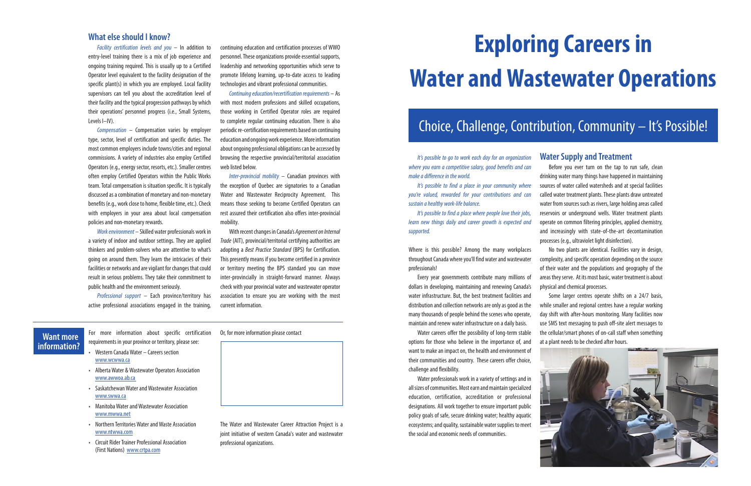# Exploring Careers in Water and Wastewater Operations

## Choice, Challenge, Contribution, Community – It's Possible!

*It's possible to go to work each day for an organization where you earn a competitive salary, good benefits and can make a difference in the world.*

*It's possible to find a place in your community where you're valued, rewarded for your contributions and can sustain a healthy work-life balance.*

*It's possible to find a place where people love their jobs, learn new things daily and career growth is expected and supported.*

Where is this possible? Among the many workplaces throughout Canada where you'll find water and wastewater professionals!

Every year governments contribute many millions of dollars in developing, maintaining and renewing Canada's water infrastructure. But, the best treatment facilities and distribution and collection networks are only as good as the many thousands of people behind the scenes who operate, maintain and renew water infrastructure on a daily basis.

Water careers offer the possibility of long-term stable options for those who believe in the importance of, and want to make an impact on, the health and environment of their communities and country. These careers offer choice, challenge and flexibility.

Water professionals work in a variety of settings and in all sizes of communities. Most earn and maintain specialized education, certification, accreditation or professional designations. All work together to ensure important public policy goals of safe, secure drinking water; healthy aquatic ecosystems; and quality, sustainable water supplies to meet the social and economic needs of communities.

### Water Supply and Treatment

Before you ever turn on the tap to run safe, clean drinking water many things have happened in maintaining sources of water called watersheds and at special facilities called water treatment plants. These plants draw untreated water from sources such as rivers, large holding areas called reservoirs or underground wells. Water treatment plants operate on common filtering principles, applied chemistry, and increasingly with state-of-the-art decontamination processes (e.g., ultraviolet light disinfection).

No two plants are identical. Facilities vary in design, complexity, and specific operation depending on the source of their water and the populations and geography of the areas they serve. At its most basic, water treatment is about physical and chemical processes.

Some larger centres operate shifts on a 24/7 basis, while smaller and regional centres have a regular working day shift with after-hours monitoring. Many facilities now use SMS text messaging to push off-site alert messages to the cellular/smart phones of on-call staff when something at a plant needs to be checked after hours.

### What else should I know?

*Facility certification levels and you* – In addition to entry-level training there is a mix of job experience and ongoing training required. This is usually up to a Certified Operator level equivalent to the facility designation of the specific plant(s) in which you are employed. Local facility supervisors can tell you about the accreditation level of their facility and the typical progression pathways by which their operations' personnel progress (i.e., Small Systems, Levels I–IV).

*Compensation* – Compensation varies by employer type, sector, level of certification and specific duties. The most common employers include towns/cities and regional commissions. A variety of industries also employ Certified Operators (e.g., energy sector, resorts, etc.). Smaller centres often employ Certified Operators within the Public Works team. Total compensation is situation specific. It is typically discussed as a combination of monetary and non-monetary benefits (e.g., work close to home, flexible time, etc.). Check with employers in your area about local compensation policies and non-monetary rewards.

*Work environment* – Skilled water professionals work in a variety of indoor and outdoor settings. They are applied thinkers and problem-solvers who are attentive to what's going on around them. They learn the intricacies of their facilities or networks and are vigilant for changes that could result in serious problems. They take their commitment to public health and the environment seriously.

*Professional support* – Each province/territory has active professional associations engaged in the training, continuing education and certification processes of WWO personnel. These organizations provide essential supports, leadership and networking opportunities which serve to promote lifelong learning, up-to-date access to leading technologies and vibrant professional communities.

*Continuing education/recertification requirements* – As with most modern professions and skilled occupations, those working in Certified Operator roles are required to complete regular continuing education. There is also periodic re-certification requirements based on continuing education and ongoing work experience. More information about ongoing professional obligations can be accessed by browsing the respective provincial/territorial association web listed below.

*Inter-provincial mobility* – Canadian provinces with the exception of Quebec are signatories to a Canadian Water and Wastewater Reciprocity Agreement. This means those seeking to become Certified Operators can rest assured their certification also offers inter-provincial mobility.

With recent changes in Canada's *Agreement on Internal Trade* (AIT), provincial/territorial certifying authorities are adopting a *Best Practice Standard* (BPS) for Certification. This presently means if you become certified in a province or territory meeting the BPS standard you can move inter-provincially in straight-forward manner. Always check with your provincial water and wastewater operator association to ensure you are working with the most current information.

### Want more information?

For more information about specific certification requirements in your province or territory, please see:

- Western Canada Water – Careers section www.wcwwa.ca
- Alberta Water & Wastewater Operators Association www.awwoa.ab.ca
- Saskatchewan Water and Wastewater Association www.swwa.ca
- Manitoba Water and Wastewater Association www.mwwa.net
- Northern Territories Water and Waste Association www.ntwwa.com
- Circuit Rider Trainer Professional Association (First Nations) www.crtpa.com

Or, for more information please contact

The Water and Wastewater Career Attraction Project is a joint initiative of western Canada's water and wastewater professional oganizations.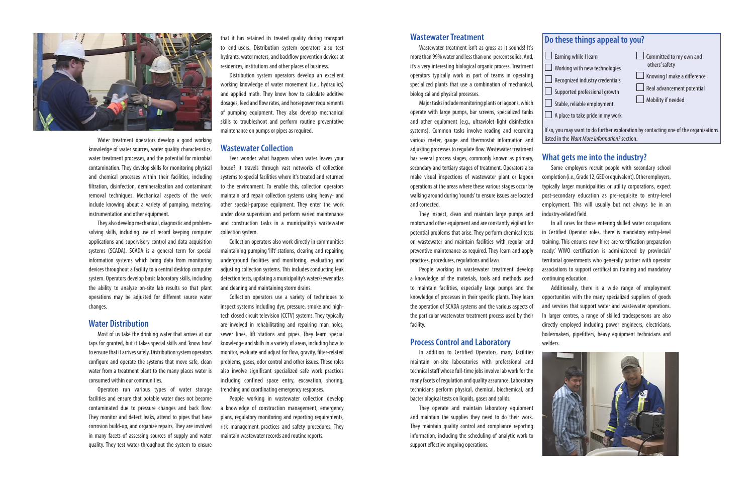Water treatment operators develop a good working knowledge of water sources, water quality characteristics, water treatment processes, and the potential for microbial contamination. They develop skills for monitoring physical and chemical processes within their facilities, including filtration, disinfection, demineralization and contaminant removal techniques. Mechanical aspects of the work include knowing about a variety of pumping, metering, instrumentation and other equipment.

They also develop mechanical, diagnostic and problem-solving skills, including use of record keeping computer applications and supervisory control and data acquisition systems (SCADA). SCADA is a general term for special information systems which bring data from monitoring devices throughout a facility to a central desktop computer system. Operators develop basic laboratory skills, including the ability to analyze on-site lab results so that plant operations may be adjusted for different source water changes.

## Water Distribution

Most of us take the drinking water that arrives at our taps for granted, but it takes special skills and 'know how' to ensure that it arrives safely. Distribution system operators configure and operate the systems that move safe, clean water from a treatment plant to the many places water is consumed within our communities.

Operators run various types of water storage facilities and ensure that potable water does not become contaminated due to pressure changes and back flow. They monitor and detect leaks, attend to pipes that have corrosion build-up, and organize repairs. They are involved in many facets of assessing sources of supply and water quality. They test water throughout the system to ensure that it has retained its treated quality during transport to end-users. Distribution system operators also test hydrants, water meters, and backflow prevention devices at residences, institutions and other places of business.

Distribution system operators develop an excellent working knowledge of water movement (i.e., hydraulics) and applied math. They know how to calculate additive dosages, feed and flow rates, and horsepower requirements of pumping equipment. They also develop mechanical skills to troubleshoot and perform routine preventative maintenance on pumps or pipes as required.

## Wastewater Collection

Ever wonder what happens when water leaves your house? It travels through vast networks of collection systems to special facilities where it's treated and returned to the environment. To enable this, collection operators maintain and repair collection systems using heavy- and other special-purpose equipment. They enter the work under close supervision and perform varied maintenance and construction tasks in a municipality's wastewater collection system.

Collection operators also work directly in communities maintaining pumping 'lift' stations, clearing and repairing underground facilities and monitoring, evaluating and adjusting collection systems. This includes conducting leak detection tests, updating a municipality's water/sewer atlas and cleaning and maintaining storm drains.

Collection operators use a variety of techniques to inspect systems including dye, pressure, smoke and high-tech closed circuit television (CCTV) systems. They typically are involved in rehabilitating and repairing man holes, sewer lines, lift stations and pipes. They learn special knowledge and skills in a variety of areas, including how to monitor, evaluate and adjust for flow, gravity, filter-related problems, gases, odor control and other issues. These roles also involve significant specialized safe work practices including confined space entry, excavation, shoring, trenching and coordinating emergency responses.

People working in wastewater collection develop a knowledge of construction management, emergency plans, regulatory monitoring and reporting requirements, risk management practices and safety procedures. They maintain wastewater records and routine reports.

## Wastewater Treatment

Wastewater treatment isn't as gross as it sounds! It's more than 99% water and less than one-percent solids. And, it's a very interesting biological organic process. Treatment operators typically work as part of teams in operating specialized plants that use a combination of mechanical, biological and physical processes.

Major tasks include monitoring plants or lagoons, which operate with large pumps, bar screens, specialized tanks and other equipment (e.g., ultraviolet light disinfection systems). Common tasks involve reading and recording various meter, gauge and thermostat information and adjusting processes to regulate flow. Wastewater treatment has several process stages, commonly known as primary, secondary and tertiary stages of treatment. Operators also make visual inspections of wastewater plant or lagoon operations at the areas where these various stages occur by walking around during 'rounds' to ensure issues are located and corrected.

They inspect, clean and maintain large pumps and motors and other equipment and are constantly vigilant for potential problems that arise. They perform chemical tests on wastewater and maintain facilities with regular and preventive maintenance as required. They learn and apply practices, procedures, regulations and laws.

People working in wastewater treatment develop a knowledge of the materials, tools and methods used to maintain facilities, especially large pumps and the knowledge of processes in their specific plants. They learn the operation of SCADA systems and the various aspects of the particular wastewater treatment process used by their facility.

## Process Control and Laboratory

In addition to Certified Operators, many facilities maintain on-site laboratories with professional and technical staff whose full-time jobs involve lab work for the many facets of regulation and quality assurance. Laboratory technicians perform physical, chemical, biochemical, and bacteriological tests on liquids, gases and solids.

They operate and maintain laboratory equipment and maintain the supplies they need to do their work. They maintain quality control and compliance reporting information, including the scheduling of analytic work to support effective ongoing operations.

## Do these things appeal to you?

- ☐ Earning while I learn
- ☐ Working with new technologies
- ☐ Recognized industry credentials
- ☐ Supported professional growth
- ☐ Stable, reliable employment
- ☐ A place to take pride in my work
- ☐ Committed to my own and others' safety
- ☐ Knowing I make a difference
- ☐ Real advancement potential
- ☐ Mobility if needed

If so, you may want to do further exploration by contacting one of the organizations listed in the *Want More Information?* section.

## What gets me into the industry?

Some employers recruit people with secondary school completion (i.e., Grade 12, GED or equivalent). Other employers, typically larger municipalities or utility corporations, expect post-secondary education as pre-requisite to entry-level employment. This will usually but not always be in an industry-related field.

In all cases for those entering skilled water occupations in Certified Operator roles, there is mandatory entry-level training. This ensures new hires are 'certification preparation ready.' WWO certification is administered by provincial/territorial governments who generally partner with operator associations to support certification training and mandatory continuing education.

Additionally, there is a wide range of employment opportunities with the many specialized suppliers of goods and services that support water and wastewater operations. In larger centres, a range of skilled tradespersons are also directly employed including power engineers, electricians, boilermakers, pipefitters, heavy equipment technicians and welders.